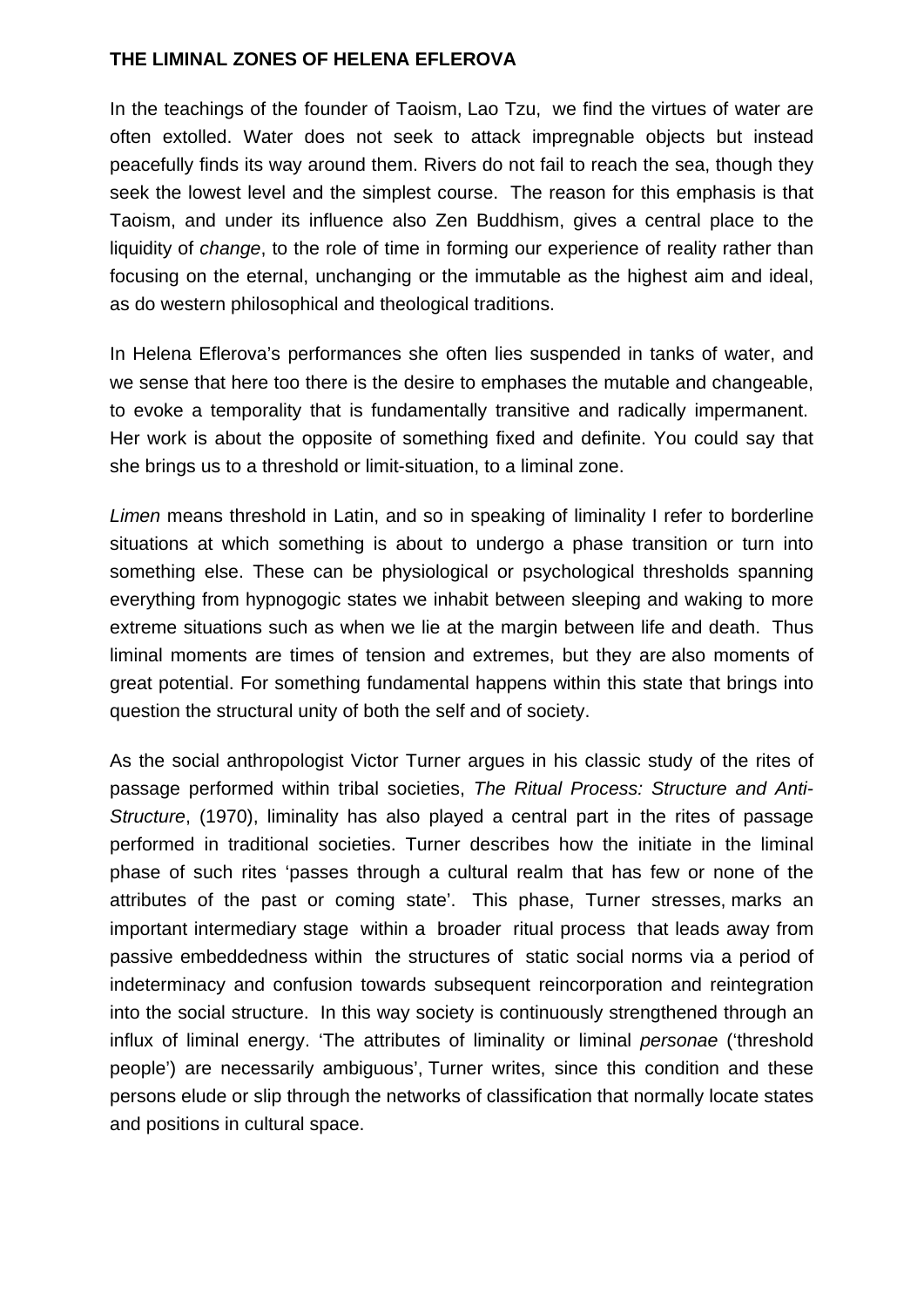# THE LIMINAL ZONES OF HELENA EFLEROVA

In the teachings of the founder of Taoism, Lao Tzu, we find the virtues of water are often extolled. Water does not seek to attack impregnable objects but instead peacefully finds its way around them. Rivers do not fail to reach the sea, though they seek the lowest level and the simplest course. The reason for this emphasis is that Taoism, and under its influence also Zen Buddhism, gives a central place to the liquidity of *change*, to the role of time in forming our experience of reality rather than focusing on the eternal, unchanging or the immutable as the highest aim and ideal, as do western philosophical and theological traditions.

In Helena Eflerova's performances she often lies suspended in tanks of water, and we sense that here too there is the desire to emphases the mutable and changeable, to evoke a temporality that is fundamentally transitive and radically impermanent. Her work is about the opposite of something fixed and definite. You could say that she brings us to a threshold or limit-situation, to a liminal zone.

*Limen* means threshold in Latin, and so in speaking of liminality I refer to borderline situations at which something is about to undergo a phase transition or turn into something else. These can be physiological or psychological thresholds spanning everything from hypnogogic states we inhabit between sleeping and waking to more extreme situations such as when we lie at the margin between life and death. Thus liminal moments are times of tension and extremes, but they are also moments of great potential. For something fundamental happens within this state that brings into question the structural unity of both the self and of society.

As the social anthropologist Victor Turner argues in his classic study of the rites of passage performed within tribal societies, *The Ritual Process: Structure and Anti-Structure*, (1970), liminality has also played a central part in the rites of passage performed in traditional societies. Turner describes how the initiate in the liminal phase of such rites 'passes through a cultural realm that has few or none of the attributes of the past or coming state'. This phase, Turner stresses, marks an important intermediary stage within a broader ritual process that leads away from passive embeddedness within the structures of static social norms via a period of indeterminacy and confusion towards subsequent reincorporation and reintegration into the social structure. In this way society is continuously strengthened through an influx of liminal energy. 'The attributes of liminality or liminal *personae* ('threshold people') are necessarily ambiguous', Turner writes, since this condition and these persons elude or slip through the networks of classification that normally locate states and positions in cultural space.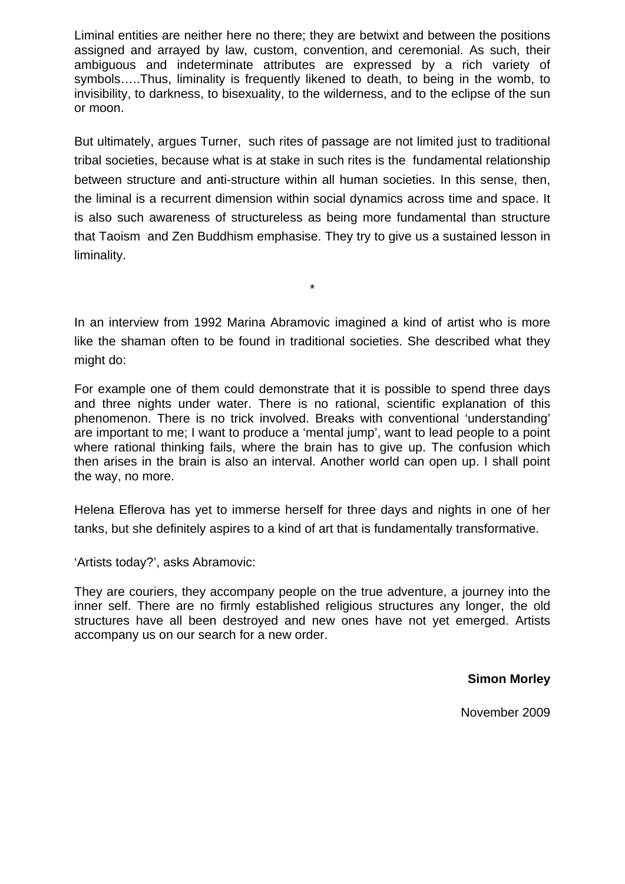> Liminal entities are neither here no there; they are betwixt and between the positions assigned and arrayed by law, custom, convention, and ceremonial. As such, their ambiguous and indeterminate attributes are expressed by a rich variety of symbols…..Thus, liminality is frequently likened to death, to being in the womb, to invisibility, to darkness, to bisexuality, to the wilderness, and to the eclipse of the sun or moon.

But ultimately, argues Turner, such rites of passage are not limited just to traditional tribal societies, because what is at stake in such rites is the fundamental relationship between structure and anti-structure within all human societies. In this sense, then, the liminal is a recurrent dimension within social dynamics across time and space. It is also such awareness of structureless as being more fundamental than structure that Taoism and Zen Buddhism emphasise. They try to give us a sustained lesson in liminality.

*

In an interview from 1992 Marina Abramovic imagined a kind of artist who is more like the shaman often to be found in traditional societies. She described what they might do:

> For example one of them could demonstrate that it is possible to spend three days and three nights under water. There is no rational, scientific explanation of this phenomenon. There is no trick involved. Breaks with conventional 'understanding' are important to me; I want to produce a 'mental jump', want to lead people to a point where rational thinking fails, where the brain has to give up. The confusion which then arises in the brain is also an interval. Another world can open up. I shall point the way, no more.

Helena Eflerova has yet to immerse herself for three days and nights in one of her tanks, but she definitely aspires to a kind of art that is fundamentally transformative.

'Artists today?', asks Abramovic:

> They are couriers, they accompany people on the true adventure, a journey into the inner self. There are no firmly established religious structures any longer, the old structures have all been destroyed and new ones have not yet emerged. Artists accompany us on our search for a new order.

**Simon Morley**

November 2009